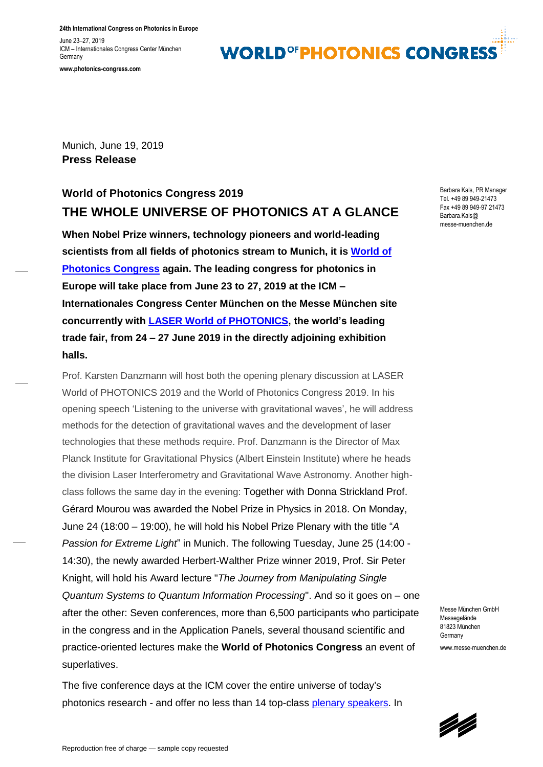24th International Congress on Photonics in Europe

June 23–27, 2019
ICM – Internationales Congress Center München
Germany

www.photonics-congress.com

Munich, June 19, 2019
**Press Release**

Barbara Kals, PR Manager
Tel. +49 89 949-21473
Fax +49 89 949-97 21473
Barbara.Kals@
messe-muenchen.de

## World of Photonics Congress 2019
# THE WHOLE UNIVERSE OF PHOTONICS AT A GLANCE

**When Nobel Prize winners, technology pioneers and world-leading scientists from all fields of photonics stream to Munich, it is [World of Photonics Congress]() again. The leading congress for photonics in Europe will take place from June 23 to 27, 2019 at the ICM – Internationales Congress Center München on the Messe München site concurrently with [LASER World of PHOTONICS](), the world's leading trade fair, from 24 – 27 June 2019 in the directly adjoining exhibition halls.**

Prof. Karsten Danzmann will host both the opening plenary discussion at LASER World of PHOTONICS 2019 and the World of Photonics Congress 2019. In his opening speech 'Listening to the universe with gravitational waves', he will address methods for the detection of gravitational waves and the development of laser technologies that these methods require. Prof. Danzmann is the Director of Max Planck Institute for Gravitational Physics (Albert Einstein Institute) where he heads the division Laser Interferometry and Gravitational Wave Astronomy. Another high-class follows the same day in the evening: Together with Donna Strickland Prof. Gérard Mourou was awarded the Nobel Prize in Physics in 2018. On Monday, June 24 (18:00 – 19:00), he will hold his Nobel Prize Plenary with the title "*A Passion for Extreme Light*" in Munich. The following Tuesday, June 25 (14:00 - 14:30), the newly awarded Herbert-Walther Prize winner 2019, Prof. Sir Peter Knight, will hold his Award lecture "*The Journey from Manipulating Single Quantum Systems to Quantum Information Processing*". And so it goes on – one after the other: Seven conferences, more than 6,500 participants who participate in the congress and in the Application Panels, several thousand scientific and practice-oriented lectures make the **World of Photonics Congress** an event of superlatives.

The five conference days at the ICM cover the entire universe of today's photonics research - and offer no less than 14 top-class [plenary speakers](). In

Messe München GmbH
Messegelände
81823 München
Germany
www.messe-muenchen.de

Reproduction free of charge — sample copy requested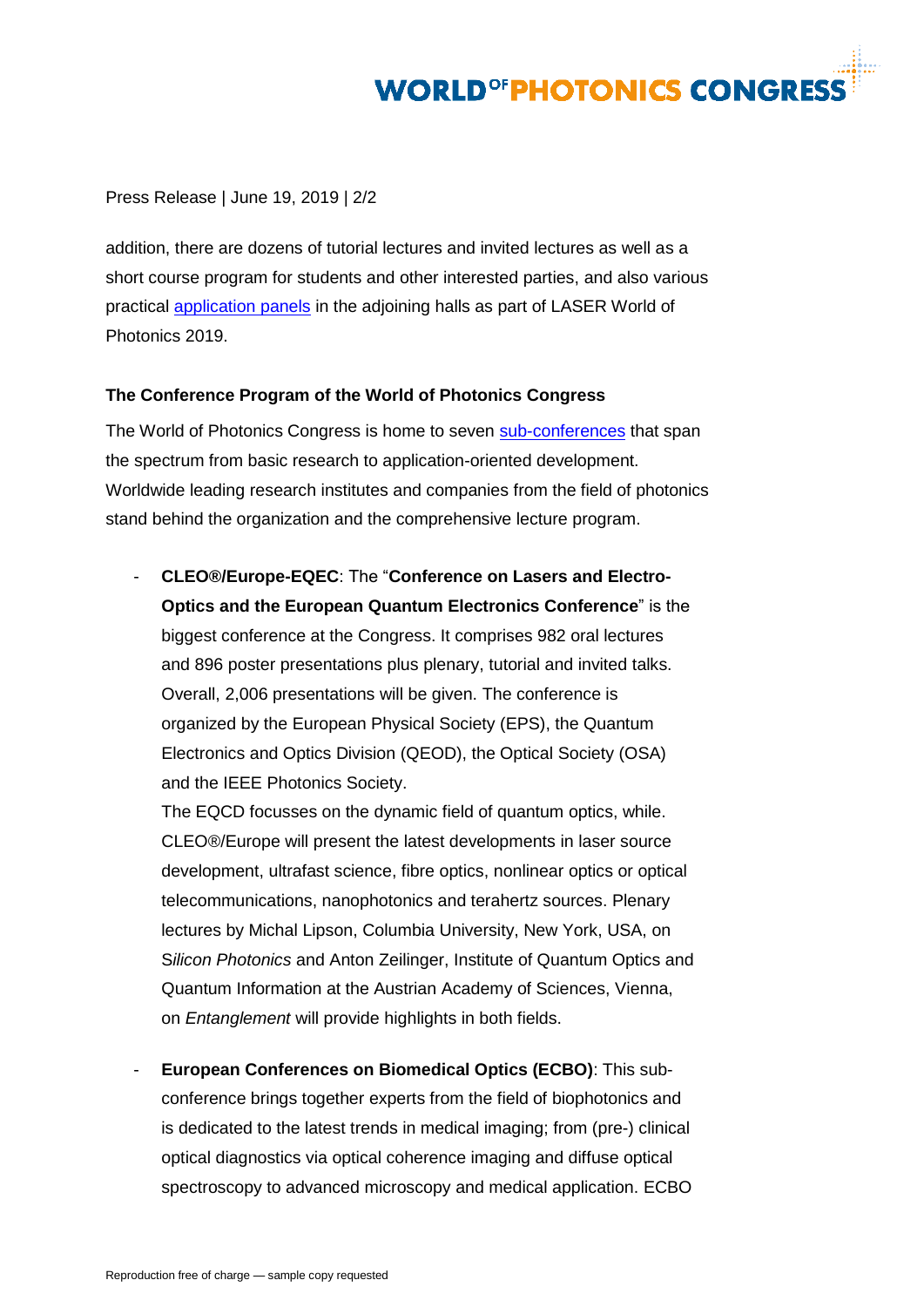addition, there are dozens of tutorial lectures and invited lectures as well as a short course program for students and other interested parties, and also various practical application panels in the adjoining halls as part of LASER World of Photonics 2019.

**The Conference Program of the World of Photonics Congress**

The World of Photonics Congress is home to seven sub-conferences that span the spectrum from basic research to application-oriented development. Worldwide leading research institutes and companies from the field of photonics stand behind the organization and the comprehensive lecture program.

- **CLEO®/Europe-EQEC**: The "**Conference on Lasers and Electro-Optics and the European Quantum Electronics Conference**" is the biggest conference at the Congress. It comprises 982 oral lectures and 896 poster presentations plus plenary, tutorial and invited talks. Overall, 2,006 presentations will be given. The conference is organized by the European Physical Society (EPS), the Quantum Electronics and Optics Division (QEOD), the Optical Society (OSA) and the IEEE Photonics Society.
  The EQCD focusses on the dynamic field of quantum optics, while. CLEO®/Europe will present the latest developments in laser source development, ultrafast science, fibre optics, nonlinear optics or optical telecommunications, nanophotonics and terahertz sources. Plenary lectures by Michal Lipson, Columbia University, New York, USA, on *Silicon Photonics* and Anton Zeilinger, Institute of Quantum Optics and Quantum Information at the Austrian Academy of Sciences, Vienna, on *Entanglement* will provide highlights in both fields.

- **European Conferences on Biomedical Optics (ECBO)**: This sub-conference brings together experts from the field of biophotonics and is dedicated to the latest trends in medical imaging; from (pre-) clinical optical diagnostics via optical coherence imaging and diffuse optical spectroscopy to advanced microscopy and medical application. ECBO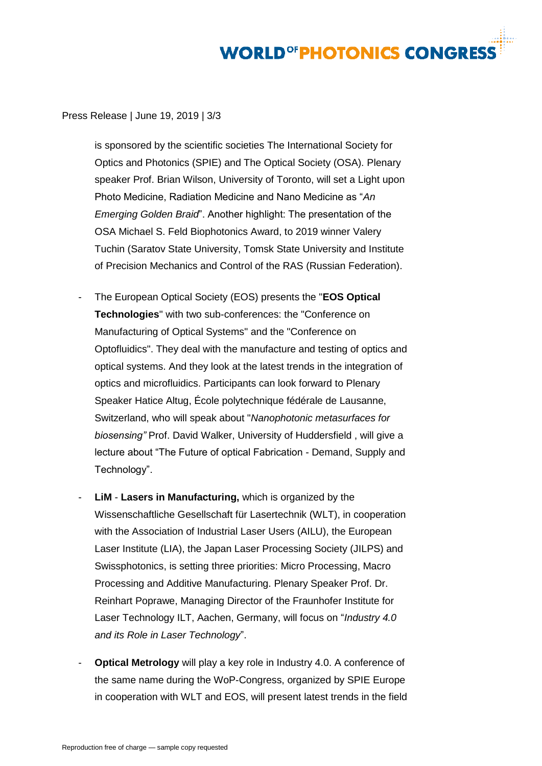is sponsored by the scientific societies The International Society for Optics and Photonics (SPIE) and The Optical Society (OSA). Plenary speaker Prof. Brian Wilson, University of Toronto, will set a Light upon Photo Medicine, Radiation Medicine and Nano Medicine as "*An Emerging Golden Braid*". Another highlight: The presentation of the OSA Michael S. Feld Biophotonics Award, to 2019 winner Valery Tuchin (Saratov State University, Tomsk State University and Institute of Precision Mechanics and Control of the RAS (Russian Federation).

- The European Optical Society (EOS) presents the "**EOS Optical Technologies**" with two sub-conferences: the "Conference on Manufacturing of Optical Systems" and the "Conference on Optofluidics". They deal with the manufacture and testing of optics and optical systems. And they look at the latest trends in the integration of optics and microfluidics. Participants can look forward to Plenary Speaker Hatice Altug, École polytechnique fédérale de Lausanne, Switzerland, who will speak about "*Nanophotonic metasurfaces for biosensing"* Prof. David Walker, University of Huddersfield , will give a lecture about "The Future of optical Fabrication - Demand, Supply and Technology".

- **LiM** - **Lasers in Manufacturing,** which is organized by the Wissenschaftliche Gesellschaft für Lasertechnik (WLT), in cooperation with the Association of Industrial Laser Users (AILU), the European Laser Institute (LIA), the Japan Laser Processing Society (JILPS) and Swissphotonics, is setting three priorities: Micro Processing, Macro Processing and Additive Manufacturing. Plenary Speaker Prof. Dr. Reinhart Poprawe, Managing Director of the Fraunhofer Institute for Laser Technology ILT, Aachen, Germany, will focus on "*Industry 4.0 and its Role in Laser Technology*".

- **Optical Metrology** will play a key role in Industry 4.0. A conference of the same name during the WoP-Congress, organized by SPIE Europe in cooperation with WLT and EOS, will present latest trends in the field

Reproduction free of charge — sample copy requested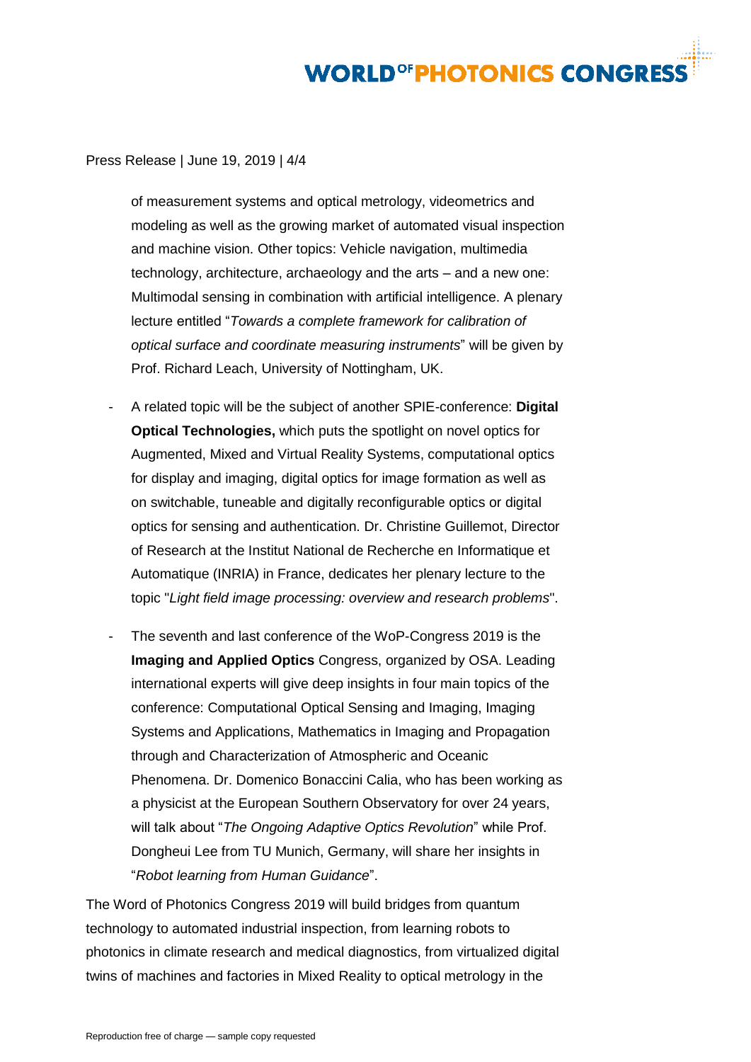of measurement systems and optical metrology, videometrics and modeling as well as the growing market of automated visual inspection and machine vision. Other topics: Vehicle navigation, multimedia technology, architecture, archaeology and the arts – and a new one: Multimodal sensing in combination with artificial intelligence. A plenary lecture entitled "*Towards a complete framework for calibration of optical surface and coordinate measuring instruments*" will be given by Prof. Richard Leach, University of Nottingham, UK.

- A related topic will be the subject of another SPIE-conference: **Digital Optical Technologies,** which puts the spotlight on novel optics for Augmented, Mixed and Virtual Reality Systems, computational optics for display and imaging, digital optics for image formation as well as on switchable, tuneable and digitally reconfigurable optics or digital optics for sensing and authentication. Dr. Christine Guillemot, Director of Research at the Institut National de Recherche en Informatique et Automatique (INRIA) in France, dedicates her plenary lecture to the topic "*Light field image processing: overview and research problems*".

- The seventh and last conference of the WoP-Congress 2019 is the **Imaging and Applied Optics** Congress, organized by OSA. Leading international experts will give deep insights in four main topics of the conference: Computational Optical Sensing and Imaging, Imaging Systems and Applications, Mathematics in Imaging and Propagation through and Characterization of Atmospheric and Oceanic Phenomena. Dr. Domenico Bonaccini Calia, who has been working as a physicist at the European Southern Observatory for over 24 years, will talk about "*The Ongoing Adaptive Optics Revolution*" while Prof. Dongheui Lee from TU Munich, Germany, will share her insights in "*Robot learning from Human Guidance*".

The Word of Photonics Congress 2019 will build bridges from quantum technology to automated industrial inspection, from learning robots to photonics in climate research and medical diagnostics, from virtualized digital twins of machines and factories in Mixed Reality to optical metrology in the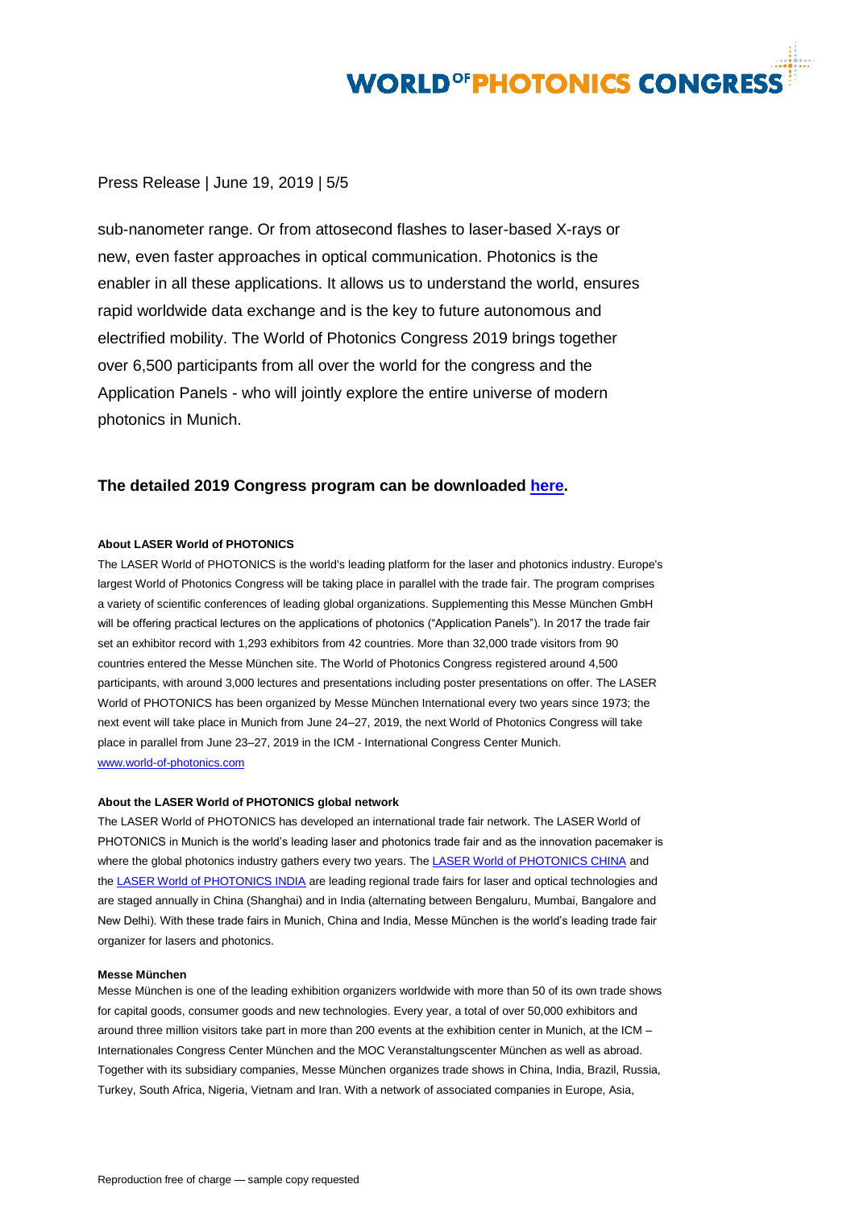sub-nanometer range. Or from attosecond flashes to laser-based X-rays or new, even faster approaches in optical communication. Photonics is the enabler in all these applications. It allows us to understand the world, ensures rapid worldwide data exchange and is the key to future autonomous and electrified mobility. The World of Photonics Congress 2019 brings together over 6,500 participants from all over the world for the congress and the Application Panels - who will jointly explore the entire universe of modern photonics in Munich.

### The detailed 2019 Congress program can be downloaded [here](#).

**About LASER World of PHOTONICS**

The LASER World of PHOTONICS is the world's leading platform for the laser and photonics industry. Europe's largest World of Photonics Congress will be taking place in parallel with the trade fair. The program comprises a variety of scientific conferences of leading global organizations. Supplementing this Messe München GmbH will be offering practical lectures on the applications of photonics ("Application Panels"). In 2017 the trade fair set an exhibitor record with 1,293 exhibitors from 42 countries. More than 32,000 trade visitors from 90 countries entered the Messe München site. The World of Photonics Congress registered around 4,500 participants, with around 3,000 lectures and presentations including poster presentations on offer. The LASER World of PHOTONICS has been organized by Messe München International every two years since 1973; the next event will take place in Munich from June 24–27, 2019, the next World of Photonics Congress will take place in parallel from June 23–27, 2019 in the ICM - International Congress Center Munich.
[www.world-of-photonics.com](http://www.world-of-photonics.com)

**About the LASER World of PHOTONICS global network**

The LASER World of PHOTONICS has developed an international trade fair network. The LASER World of PHOTONICS in Munich is the world's leading laser and photonics trade fair and as the innovation pacemaker is where the global photonics industry gathers every two years. The [LASER World of PHOTONICS CHINA](#) and the [LASER World of PHOTONICS INDIA](#) are leading regional trade fairs for laser and optical technologies and are staged annually in China (Shanghai) and in India (alternating between Bengaluru, Mumbai, Bangalore and New Delhi). With these trade fairs in Munich, China and India, Messe München is the world's leading trade fair organizer for lasers and photonics.

**Messe München**

Messe München is one of the leading exhibition organizers worldwide with more than 50 of its own trade shows for capital goods, consumer goods and new technologies. Every year, a total of over 50,000 exhibitors and around three million visitors take part in more than 200 events at the exhibition center in Munich, at the ICM – Internationales Congress Center München and the MOC Veranstaltungscenter München as well as abroad. Together with its subsidiary companies, Messe München organizes trade shows in China, India, Brazil, Russia, Turkey, South Africa, Nigeria, Vietnam and Iran. With a network of associated companies in Europe, Asia,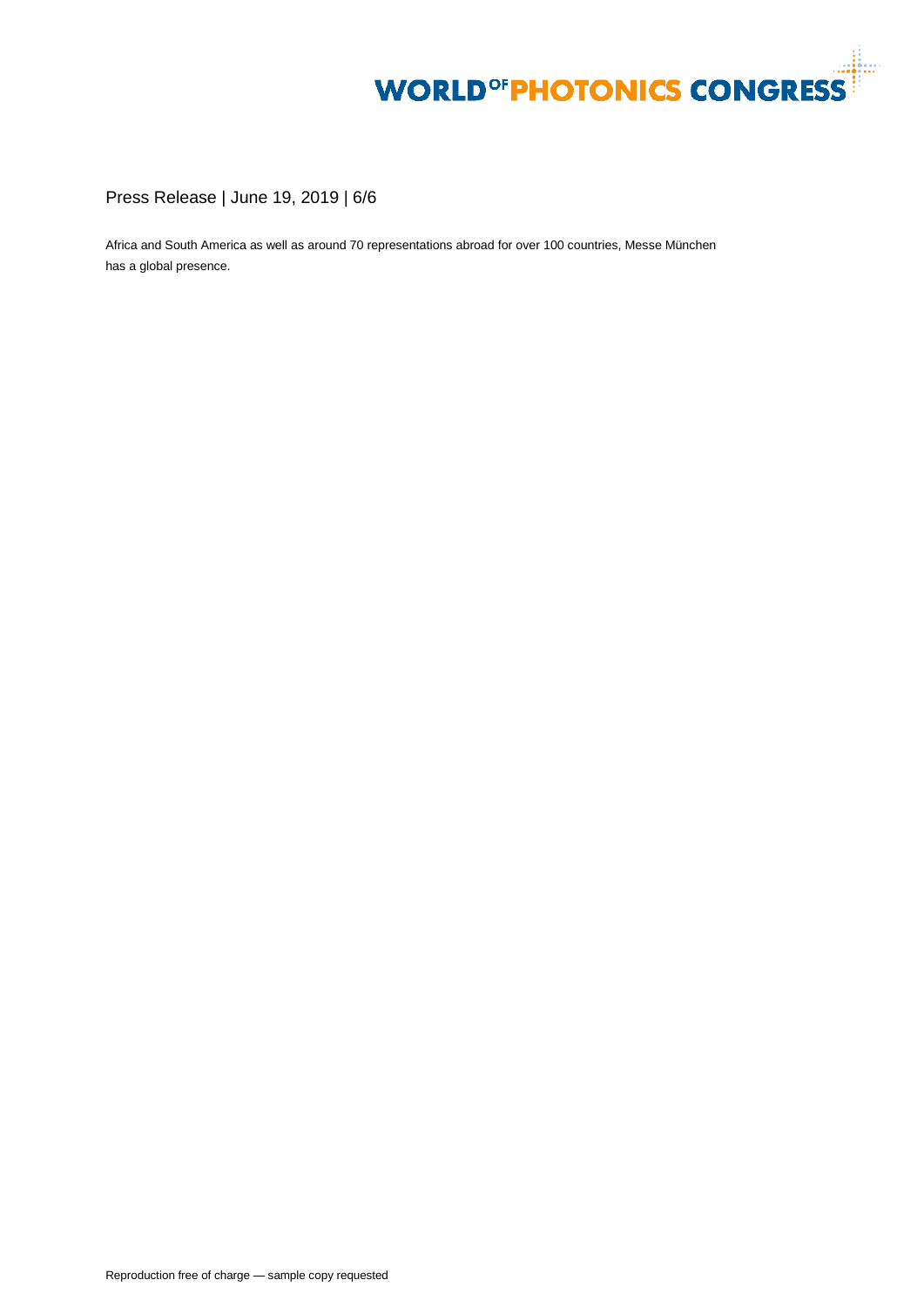Africa and South America as well as around 70 representations abroad for over 100 countries, Messe München has a global presence.

Reproduction free of charge — sample copy requested